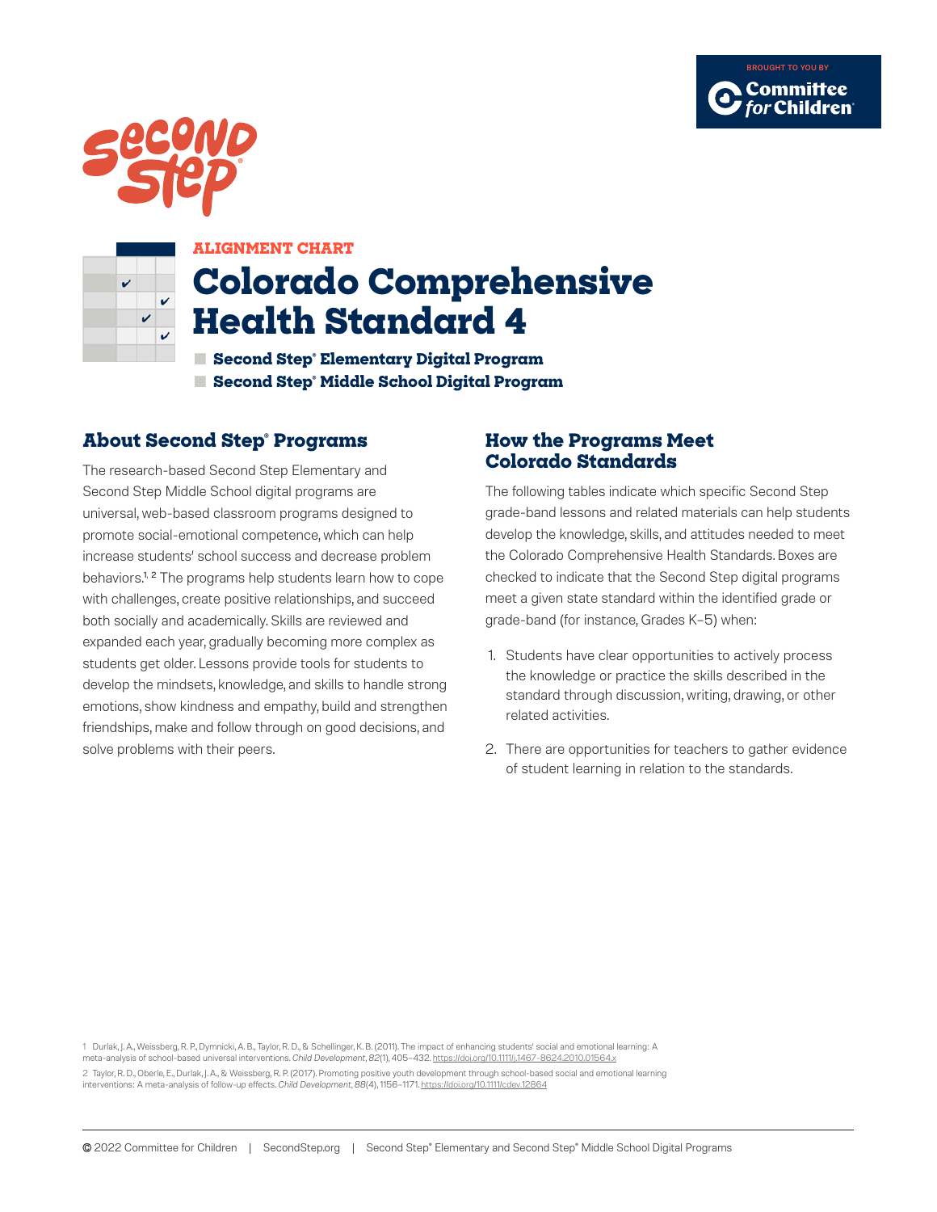BROUGHT TO YOU BY Committee for Children

Second Step

ALIGNMENT CHART

# Colorado Comprehensive Health Standard 4

- **Second Step® Elementary Digital Program**
- **Second Step® Middle School Digital Program**

## About Second Step® Programs

The research-based Second Step Elementary and Second Step Middle School digital programs are universal, web-based classroom programs designed to promote social-emotional competence, which can help increase students' school success and decrease problem behaviors.[1, 2] The programs help students learn how to cope with challenges, create positive relationships, and succeed both socially and academically. Skills are reviewed and expanded each year, gradually becoming more complex as students get older. Lessons provide tools for students to develop the mindsets, knowledge, and skills to handle strong emotions, show kindness and empathy, build and strengthen friendships, make and follow through on good decisions, and solve problems with their peers.

## How the Programs Meet Colorado Standards

The following tables indicate which specific Second Step grade-band lessons and related materials can help students develop the knowledge, skills, and attitudes needed to meet the Colorado Comprehensive Health Standards. Boxes are checked to indicate that the Second Step digital programs meet a given state standard within the identified grade or grade-band (for instance, Grades K–5) when:

1. Students have clear opportunities to actively process the knowledge or practice the skills described in the standard through discussion, writing, drawing, or other related activities.
2. There are opportunities for teachers to gather evidence of student learning in relation to the standards.

1 Durlak, J. A., Weissberg, R. P., Dymnicki, A. B., Taylor, R. D., & Schellinger, K. B. (2011). The impact of enhancing students' social and emotional learning: A meta-analysis of school-based universal interventions. *Child Development*, *82*(1), 405–432. https://doi.org/10.1111/j.1467-8624.2010.01564.x

2 Taylor, R. D., Oberle, E., Durlak, J. A., & Weissberg, R. P. (2017). Promoting positive youth development through school-based social and emotional learning interventions: A meta-analysis of follow-up effects. *Child Development*, *88*(4), 1156–1171. https://doi.org/10.1111/cdev.12864

© 2022 Committee for Children | SecondStep.org | Second Step® Elementary and Second Step® Middle School Digital Programs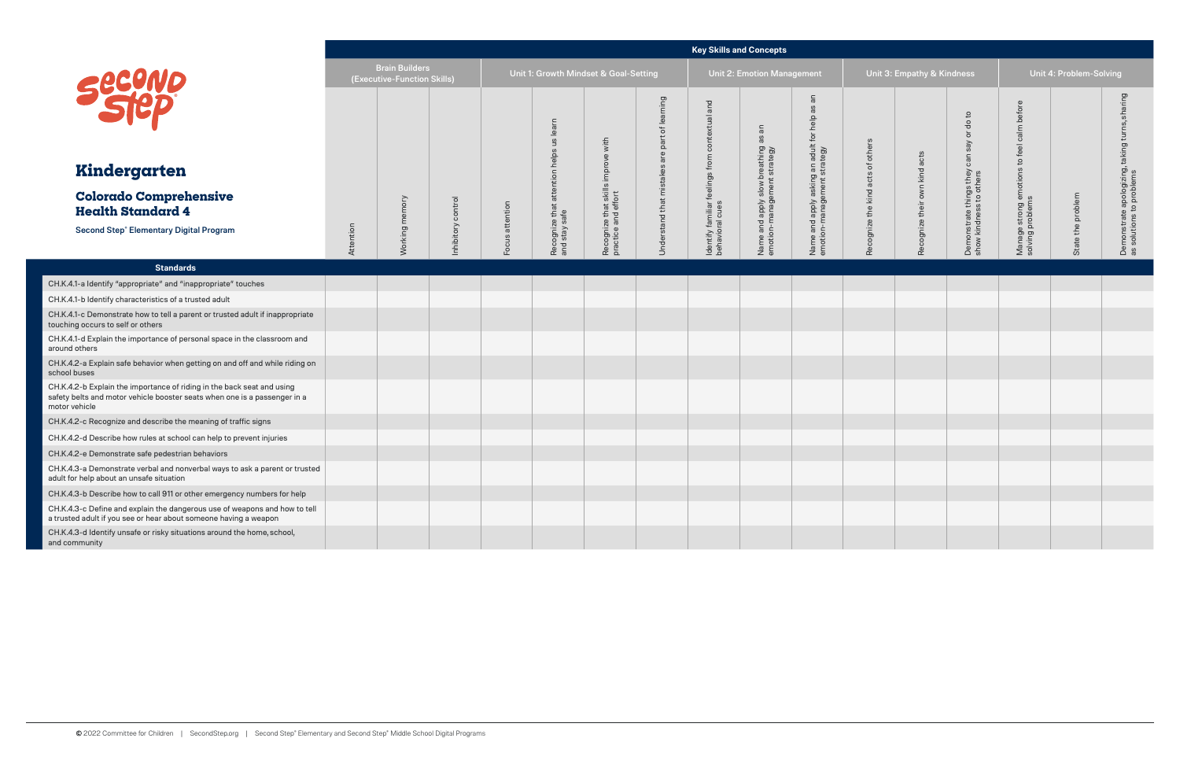# Kindergarten

## Colorado Comprehensive Health Standard 4

Second Step® Elementary Digital Program

| Standards | Key Skills and Concepts | | | | | | | | | | | | | | | |
|---|---|---|---|---|---|---|---|---|---|---|---|---|---|---|---|---|
| | Brain Builders (Executive-Function Skills) | | | Unit 1: Growth Mindset & Goal-Setting | | | | Unit 2: Emotion Management | | | Unit 3: Empathy & Kindness | | | Unit 4: Problem-Solving | | |
| | Attention | Working memory | Inhibitory control | Focus attention | Recognize that attention helps us learn and stay safe | Recognize that skills improve with practice and effort | Understand that mistakes are part of learning | Identify familiar feelings from contextual and behavioral cues | Name and apply slow breathing as an emotion-management strategy | Name and apply asking an adult for help as an emotion-management strategy | Recognize the kind acts of others | Recognize their own kind acts | Demonstrate things they can say or do to show kindness to others | Manage strong emotions to feel calm before solving problems | State the problem | Demonstrate apologizing, taking turns, sharing as solutions to problems |
| CH.K.4.1-a Identify "appropriate" and "inappropriate" touches | | | | | | | | | | | | | | | | |
| CH.K.4.1-b Identify characteristics of a trusted adult | | | | | | | | | | | | | | | | |
| CH.K.4.1-c Demonstrate how to tell a parent or trusted adult if inappropriate touching occurs to self or others | | | | | | | | | | | | | | | | |
| CH.K.4.1-d Explain the importance of personal space in the classroom and around others | | | | | | | | | | | | | | | | |
| CH.K.4.2-a Explain safe behavior when getting on and off and while riding on school buses | | | | | | | | | | | | | | | | |
| CH.K.4.2-b Explain the importance of riding in the back seat and using safety belts and motor vehicle booster seats when one is a passenger in a motor vehicle | | | | | | | | | | | | | | | | |
| CH.K.4.2-c Recognize and describe the meaning of traffic signs | | | | | | | | | | | | | | | | |
| CH.K.4.2-d Describe how rules at school can help to prevent injuries | | | | | | | | | | | | | | | | |
| CH.K.4.2-e Demonstrate safe pedestrian behaviors | | | | | | | | | | | | | | | | |
| CH.K.4.3-a Demonstrate verbal and nonverbal ways to ask a parent or trusted adult for help about an unsafe situation | | | | | | | | | | | | | | | | |
| CH.K.4.3-b Describe how to call 911 or other emergency numbers for help | | | | | | | | | | | | | | | | |
| CH.K.4.3-c Define and explain the dangerous use of weapons and how to tell a trusted adult if you see or hear about someone having a weapon | | | | | | | | | | | | | | | | |
| CH.K.4.3-d Identify unsafe or risky situations around the home, school, and community | | | | | | | | | | | | | | | | |

© 2022 Committee for Children | SecondStep.org | Second Step® Elementary and Second Step® Middle School Digital Programs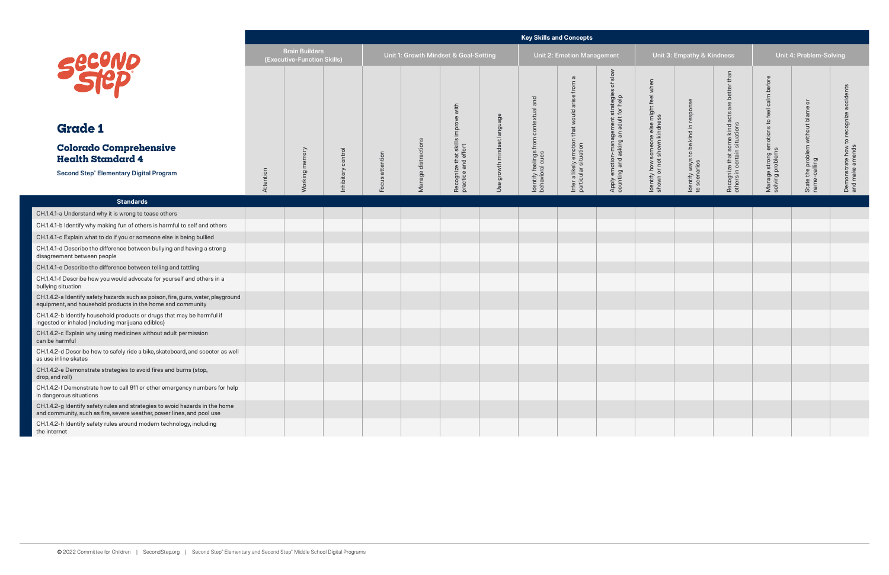# Grade 1

## Colorado Comprehensive Health Standard 4

Second Step® Elementary Digital Program

| | Key Skills and Concepts | | | | | | | | | | | | | | | |
|---|---|---|---|---|---|---|---|---|---|---|---|---|---|---|---|---|
| | Brain Builders (Executive-Function Skills) | | | Unit 1: Growth Mindset & Goal-Setting | | | | Unit 2: Emotion Management | | | Unit 3: Empathy & Kindness | | | Unit 4: Problem-Solving | | |
| **Standards** | Attention | Working memory | Inhibitory control | Focus attention | Manage distractions | Recognize that skills improve with practice and effort | Use growth mindset language | Identify feelings from contextual and behavioral cues | Infer a likely emotion that would arise from a particular situation | Apply emotion-management strategies of slow counting and asking an adult for help | Identify how someone else might feel when shown or not shown kindness | Identify ways to be kind in response to scenarios | Recognize that some kind acts are better than others in certain situations | Manage strong emotions to feel calm before solving problems | State the problem without blame or name-calling | Demonstrate how to recognize accidents and make amends |
| CH.1.4.1-a Understand why it is wrong to tease others | | | | | | | | | | | | | | | | |
| CH.1.4.1-b Identify why making fun of others is harmful to self and others | | | | | | | | | | | | | | | | |
| CH.1.4.1-c Explain what to do if you or someone else is being bullied | | | | | | | | | | | | | | | | |
| CH.1.4.1-d Describe the difference between bullying and having a strong disagreement between people | | | | | | | | | | | | | | | | |
| CH.1.4.1-e Describe the difference between telling and tattling | | | | | | | | | | | | | | | | |
| CH.1.4.1-f Describe how you would advocate for yourself and others in a bullying situation | | | | | | | | | | | | | | | | |
| CH.1.4.2-a Identify safety hazards such as poison, fire, guns, water, playground equipment, and household products in the home and community | | | | | | | | | | | | | | | | |
| CH.1.4.2-b Identify household products or drugs that may be harmful if ingested or inhaled (including marijuana edibles) | | | | | | | | | | | | | | | | |
| CH.1.4.2-c Explain why using medicines without adult permission can be harmful | | | | | | | | | | | | | | | | |
| CH.1.4.2-d Describe how to safely ride a bike, skateboard, and scooter as well as use inline skates | | | | | | | | | | | | | | | | |
| CH.1.4.2-e Demonstrate strategies to avoid fires and burns (stop, drop, and roll) | | | | | | | | | | | | | | | | |
| CH.1.4.2-f Demonstrate how to call 911 or other emergency numbers for help in dangerous situations | | | | | | | | | | | | | | | | |
| CH.1.4.2-g Identify safety rules and strategies to avoid hazards in the home and community, such as fire, severe weather, power lines, and pool use | | | | | | | | | | | | | | | | |
| CH.1.4.2-h Identify safety rules around modern technology, including the internet | | | | | | | | | | | | | | | | |

© 2022 Committee for Children | SecondStep.org | Second Step® Elementary and Second Step® Middle School Digital Programs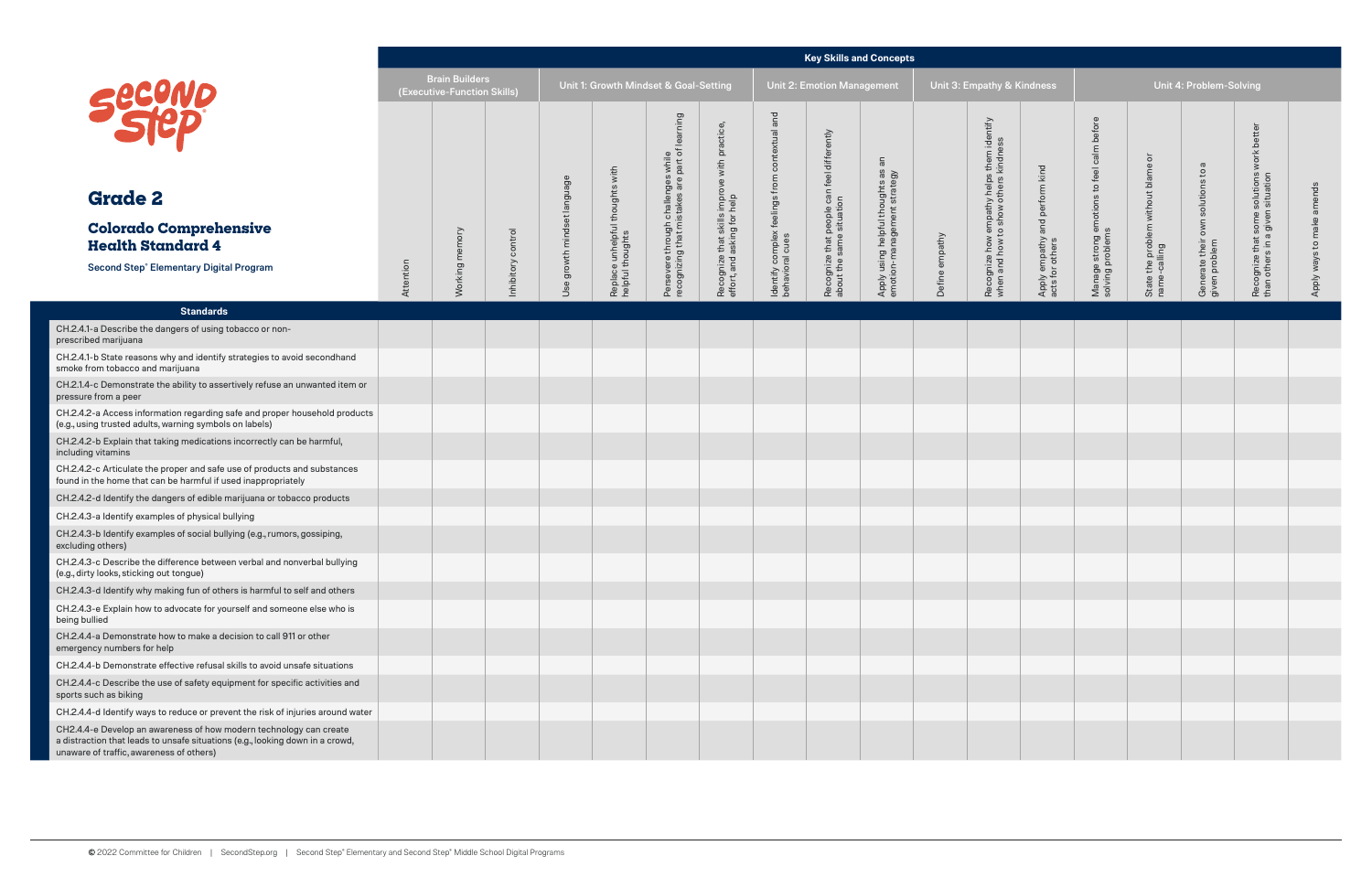# Grade 2

## Colorado Comprehensive Health Standard 4

Second Step® Elementary Digital Program

| Standards | Key Skills and Concepts | | | | | | | | | | | | | | | | | |
|---|---|---|---|---|---|---|---|---|---|---|---|---|---|---|---|---|---|---|
| | Brain Builders (Executive-Function Skills) | | | Unit 1: Growth Mindset & Goal-Setting | | | | Unit 2: Emotion Management | | | Unit 3: Empathy & Kindness | | | Unit 4: Problem-Solving | | | | |
| | Attention | Working memory | Inhibitory control | Use growth mindset language | Replace unhelpful thoughts with helpful thoughts | Persevere through challenges while recognizing that mistakes are part of learning | Recognize that skills improve with practice, effort, and asking for help | Identify complex feelings from contextual and behavioral cues | Recognize that people can feel differently about the same situation | Apply using helpful thoughts as an emotion-management strategy | Define empathy | Recognize how empathy helps them identify when and how to show others kindness | Apply empathy and perform kind acts for others | Manage strong emotions to feel calm before solving problems | State the problem without blame or name-calling | Generate their own solutions to a given problem | Recognize that some solutions work better than others in a given situation | Apply ways to make amends |
| CH.2.4.1-a Describe the dangers of using tobacco or non-prescribed marijuana | | | | | | | | | | | | | | | | | | |
| CH.2.4.1-b State reasons why and identify strategies to avoid secondhand smoke from tobacco and marijuana | | | | | | | | | | | | | | | | | | |
| CH.2.1.4-c Demonstrate the ability to assertively refuse an unwanted item or pressure from a peer | | | | | | | | | | | | | | | | | | |
| CH.2.4.2-a Access information regarding safe and proper household products (e.g., using trusted adults, warning symbols on labels) | | | | | | | | | | | | | | | | | | |
| CH.2.4.2-b Explain that taking medications incorrectly can be harmful, including vitamins | | | | | | | | | | | | | | | | | | |
| CH.2.4.2-c Articulate the proper and safe use of products and substances found in the home that can be harmful if used inappropriately | | | | | | | | | | | | | | | | | | |
| CH.2.4.2-d Identify the dangers of edible marijuana or tobacco products | | | | | | | | | | | | | | | | | | |
| CH.2.4.3-a Identify examples of physical bullying | | | | | | | | | | | | | | | | | | |
| CH.2.4.3-b Identify examples of social bullying (e.g., rumors, gossiping, excluding others) | | | | | | | | | | | | | | | | | | |
| CH.2.4.3-c Describe the difference between verbal and nonverbal bullying (e.g., dirty looks, sticking out tongue) | | | | | | | | | | | | | | | | | | |
| CH.2.4.3-d Identify why making fun of others is harmful to self and others | | | | | | | | | | | | | | | | | | |
| CH.2.4.3-e Explain how to advocate for yourself and someone else who is being bullied | | | | | | | | | | | | | | | | | | |
| CH.2.4.4-a Demonstrate how to make a decision to call 911 or other emergency numbers for help | | | | | | | | | | | | | | | | | | |
| CH.2.4.4-b Demonstrate effective refusal skills to avoid unsafe situations | | | | | | | | | | | | | | | | | | |
| CH.2.4.4-c Describe the use of safety equipment for specific activities and sports such as biking | | | | | | | | | | | | | | | | | | |
| CH.2.4.4-d Identify ways to reduce or prevent the risk of injuries around water | | | | | | | | | | | | | | | | | | |
| CH2.4.4-e Develop an awareness of how modern technology can create a distraction that leads to unsafe situations (e.g., looking down in a crowd, unaware of traffic, awareness of others) | | | | | | | | | | | | | | | | | | |

© 2022 Committee for Children | SecondStep.org | Second Step® Elementary and Second Step® Middle School Digital Programs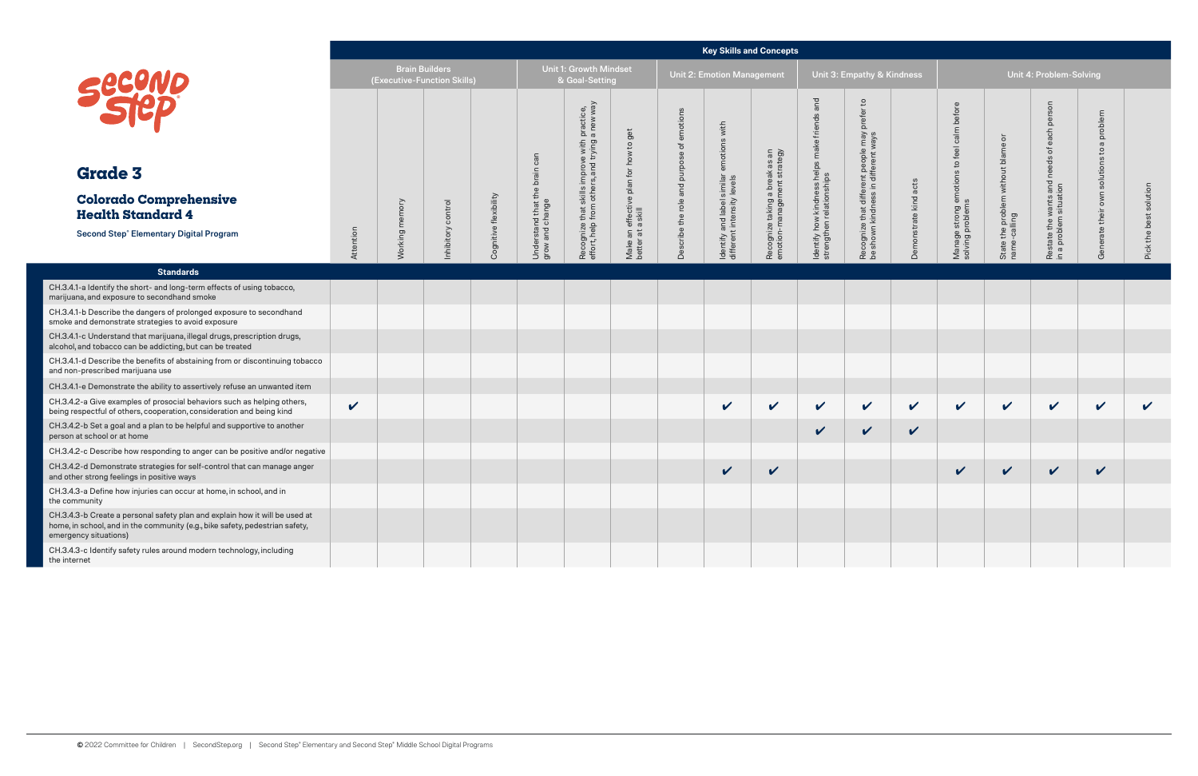# Grade 3

## Colorado Comprehensive Health Standard 4

Second Step® Elementary Digital Program

| Standards | Brain Builders (Executive-Function Skills) | | | | Unit 1: Growth Mindset & Goal-Setting | | | Unit 2: Emotion Management | | | Unit 3: Empathy & Kindness | | | Unit 4: Problem-Solving | | | | |
|---|---|---|---|---|---|---|---|---|---|---|---|---|---|---|---|---|---|---|
| | Attention | Working memory | Inhibitory control | Cognitive flexibility | Understand that the brain can grow and change | Recognize that skills improve with practice, effort, help from others, and trying a new way | Make an effective plan for how to get better at a skill | Describe the role and purpose of emotions | Identify and label similar emotions with different intensity levels | Recognize taking a break as an emotion-management strategy | Identify how kindness helps make friends and strengthen relationships | Recognize that different people may prefer to be shown kindness in different ways | Demonstrate kind acts | Manage strong emotions to feel calm before solving problems | State the problem without blame or name-calling | Restate the wants and needs of each person in a problem situation | Generate their own solutions to a problem | Pick the best solution |
| CH.3.4.1-a Identify the short- and long-term effects of using tobacco, marijuana, and exposure to secondhand smoke | | | | | | | | | | | | | | | | | | |
| CH.3.4.1-b Describe the dangers of prolonged exposure to secondhand smoke and demonstrate strategies to avoid exposure | | | | | | | | | | | | | | | | | | |
| CH.3.4.1-c Understand that marijuana, illegal drugs, prescription drugs, alcohol, and tobacco can be addicting, but can be treated | | | | | | | | | | | | | | | | | | |
| CH.3.4.1-d Describe the benefits of abstaining from or discontinuing tobacco and non-prescribed marijuana use | | | | | | | | | | | | | | | | | | |
| CH.3.4.1-e Demonstrate the ability to assertively refuse an unwanted item | | | | | | | | | | | | | | | | | | |
| CH.3.4.2-a Give examples of prosocial behaviors such as helping others, being respectful of others, cooperation, consideration and being kind | ✔ | | | | | | | | ✔ | ✔ | ✔ | ✔ | ✔ | ✔ | ✔ | ✔ | ✔ | ✔ |
| CH.3.4.2-b Set a goal and a plan to be helpful and supportive to another person at school or at home | | | | | | | | | | | ✔ | ✔ | ✔ | | | | | |
| CH.3.4.2-c Describe how responding to anger can be positive and/or negative | | | | | | | | | | | | | | | | | | |
| CH.3.4.2-d Demonstrate strategies for self-control that can manage anger and other strong feelings in positive ways | | | | | | | | | ✔ | ✔ | | | | ✔ | ✔ | ✔ | ✔ | |
| CH.3.4.3-a Define how injuries can occur at home, in school, and in the community | | | | | | | | | | | | | | | | | | |
| CH.3.4.3-b Create a personal safety plan and explain how it will be used at home, in school, and in the community (e.g., bike safety, pedestrian safety, emergency situations) | | | | | | | | | | | | | | | | | | |
| CH.3.4.3-c Identify safety rules around modern technology, including the internet | | | | | | | | | | | | | | | | | | |

© 2022 Committee for Children | SecondStep.org | Second Step® Elementary and Second Step® Middle School Digital Programs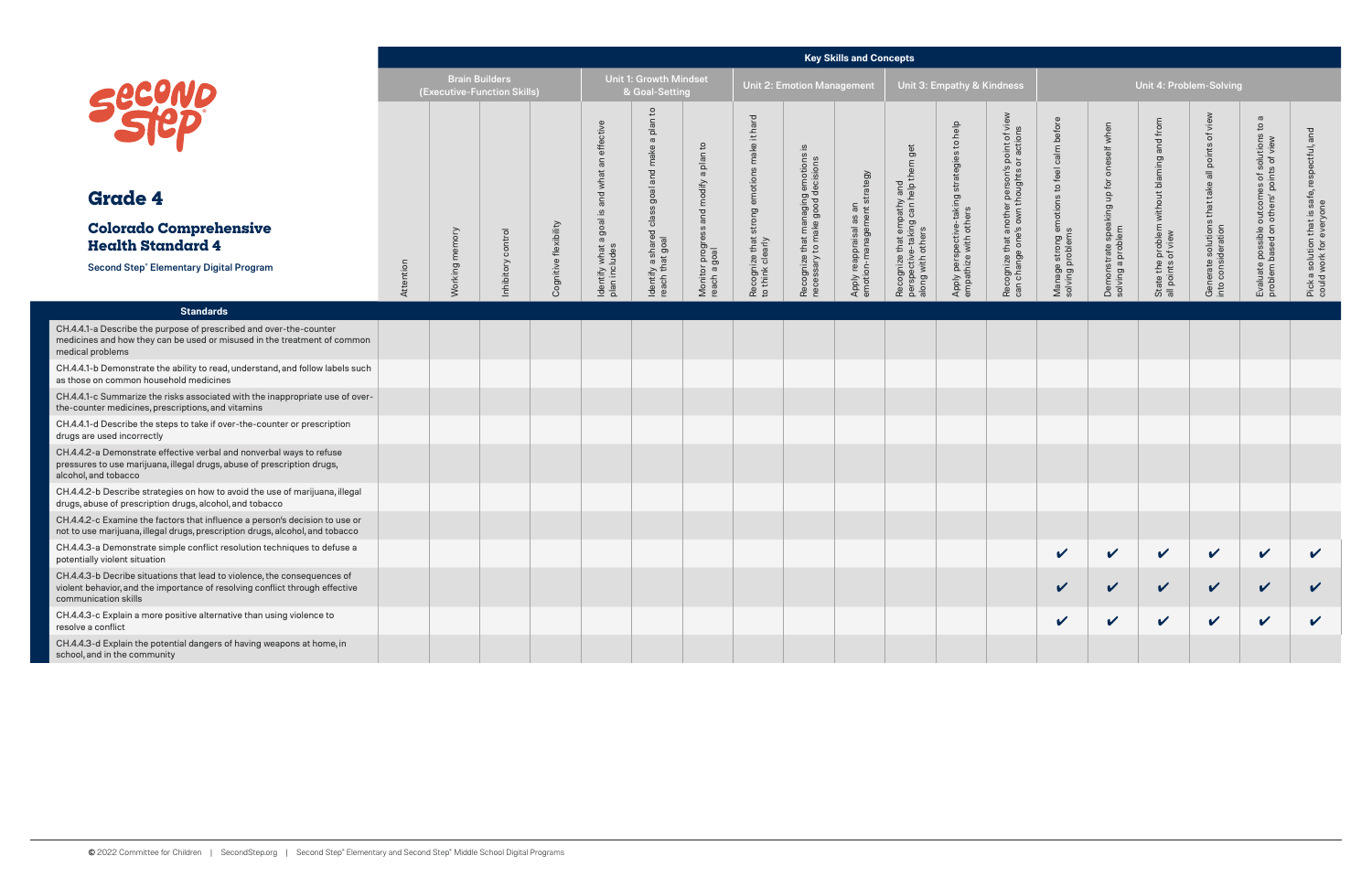# Grade 4

## Colorado Comprehensive Health Standard 4

Second Step® Elementary Digital Program

| Standards | Key Skills and Concepts | | | | | | | | | | | | | | | | | | | |
|---|---|---|---|---|---|---|---|---|---|---|---|---|---|---|---|---|---|---|---|---|
| | Brain Builders (Executive-Function Skills) | | | | Unit 1: Growth Mindset & Goal-Setting | | | Unit 2: Emotion Management | | | Unit 3: Empathy & Kindness | | | Unit 4: Problem-Solving | | | | | | |
| | Attention | Working memory | Inhibitory control | Cognitive flexibility | Identify what a goal is and what an effective plan includes | Identify a shared class goal and make a plan to reach that goal | Monitor progress and modify a plan to reach a goal | Recognize that strong emotions make it hard to think clearly | Recognize that managing emotions is necessary to make good decisions | Apply reappraisal as an emotion-management strategy | Recognize that empathy and perspective-taking can help them get along with others | Apply perspective-taking strategies to help empathize with others | Recognize that another person's point of view can change one's own thoughts or actions | Manage strong emotions to feel calm before solving problems | Demonstrate speaking up for oneself when solving a problem | State the problem without blaming and from all points of view | Generate solutions that take all points of view into consideration | Evaluate possible outcomes of solutions to a problem based on others' points of view | Pick a solution that is safe, respectful, and could work for everyone |
| CH.4.4.1-a Describe the purpose of prescribed and over-the-counter medicines and how they can be used or misused in the treatment of common medical problems | | | | | | | | | | | | | | | | | | | |
| CH.4.4.1-b Demonstrate the ability to read, understand, and follow labels such as those on common household medicines | | | | | | | | | | | | | | | | | | | |
| CH.4.4.1-c Summarize the risks associated with the inappropriate use of over-the-counter medicines, prescriptions, and vitamins | | | | | | | | | | | | | | | | | | | |
| CH.4.4.1-d Describe the steps to take if over-the-counter or prescription drugs are used incorrectly | | | | | | | | | | | | | | | | | | | |
| CH.4.4.2-a Demonstrate effective verbal and nonverbal ways to refuse pressures to use marijuana, illegal drugs, abuse of prescription drugs, alcohol, and tobacco | | | | | | | | | | | | | | | | | | | |
| CH.4.4.2-b Describe strategies on how to avoid the use of marijuana, illegal drugs, abuse of prescription drugs, alcohol, and tobacco | | | | | | | | | | | | | | | | | | | |
| CH.4.4.2-c Examine the factors that influence a person's decision to use or not to use marijuana, illegal drugs, prescription drugs, alcohol, and tobacco | | | | | | | | | | | | | | | | | | | |
| CH.4.4.3-a Demonstrate simple conflict resolution techniques to defuse a potentially violent situation | | | | | | | | | | | | | | ✔ | ✔ | ✔ | ✔ | ✔ | ✔ |
| CH.4.4.3-b Decribe situations that lead to violence, the consequences of violent behavior, and the importance of resolving conflict through effective communication skills | | | | | | | | | | | | | | ✔ | ✔ | ✔ | ✔ | ✔ | ✔ |
| CH.4.4.3-c Explain a more positive alternative than using violence to resolve a conflict | | | | | | | | | | | | | | ✔ | ✔ | ✔ | ✔ | ✔ | ✔ |
| CH.4.4.3-d Explain the potential dangers of having weapons at home, in school, and in the community | | | | | | | | | | | | | | | | | | | |

© 2022 Committee for Children | SecondStep.org | Second Step® Elementary and Second Step® Middle School Digital Programs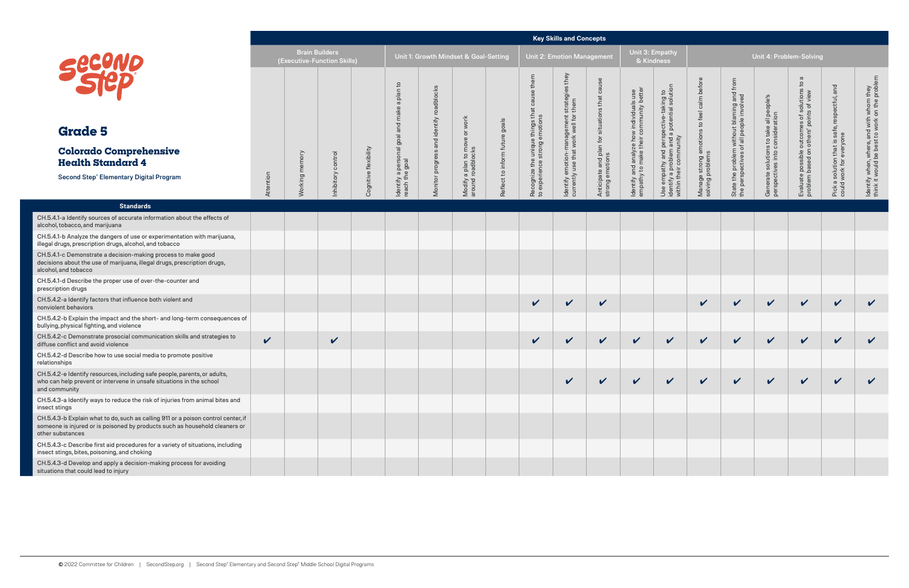# Grade 5

## Colorado Comprehensive Health Standard 4

Second Step® Elementary Digital Program

| Standards | Brain Builders (Executive-Function Skills) | | | | Unit 1: Growth Mindset & Goal-Setting | | | | Unit 2: Emotion Management | | | Unit 3: Empathy & Kindness | | Unit 4: Problem-Solving | | | | | |
|---|---|---|---|---|---|---|---|---|---|---|---|---|---|---|---|---|---|---|---|
| | Attention | Working memory | Inhibitory control | Cognitive flexibility | Identify a personal goal and make a plan to reach the goal | Monitor progress and identify roadblocks | Modify a plan to move or work around roadblocks | Reflect to inform future goals | Recognize the unique things that cause them to experience strong emotions | Identify emotion-management strategies they currently use that work well for them | Anticipate and plan for situations that cause strong emotions | Identify and analyze how individuals use empathy to make their community better | Use empathy and perspective-taking to identify a problem and a potential solution within their community | Manage strong emotions to feel calm before solving problems | State the problem without blaming and from the perspectives of all people involved | Generate solutions to take all people's perspectives into consideration | Evaluate possible outcomes of solutions to a problem based on others' points of view | Pick a solution that is safe, respectful, and could work for everyone | Identify when, where, and with whom they think it would be best to work on the problem |
| CH.5.4.1-a Identify sources of accurate information about the effects of alcohol, tobacco, and marijuana | | | | | | | | | | | | | | | | | | | |
| CH.5.4.1-b Analyze the dangers of use or experimentation with marijuana, illegal drugs, prescription drugs, alcohol, and tobacco | | | | | | | | | | | | | | | | | | | |
| CH.5.4.1-c Demonstrate a decision-making process to make good decisions about the use of marijuana, illegal drugs, prescription drugs, alcohol, and tobacco | | | | | | | | | | | | | | | | | | | |
| CH.5.4.1-d Describe the proper use of over-the-counter and prescription drugs | | | | | | | | | | | | | | | | | | | |
| CH.5.4.2-a Identify factors that influence both violent and nonviolent behaviors | | | | | | | | | ✔ | ✔ | ✔ | | | ✔ | ✔ | ✔ | ✔ | ✔ | ✔ |
| CH.5.4.2-b Explain the impact and the short- and long-term consequences of bullying, physical fighting, and violence | | | | | | | | | | | | | | | | | | | |
| CH.5.4.2-c Demonstrate prosocial communication skills and strategies to diffuse conflict and avoid violence | ✔ | | ✔ | | | | | | ✔ | ✔ | ✔ | ✔ | ✔ | ✔ | ✔ | ✔ | ✔ | ✔ | ✔ |
| CH.5.4.2-d Describe how to use social media to promote positive relationships | | | | | | | | | | | | | | | | | | | |
| CH.5.4.2-e Identify resources, including safe people, parents, or adults, who can help prevent or intervene in unsafe situations in the school and community | | | | | | | | | | ✔ | ✔ | ✔ | ✔ | ✔ | ✔ | ✔ | ✔ | ✔ | ✔ |
| CH.5.4.3-a Identify ways to reduce the risk of injuries from animal bites and insect stings | | | | | | | | | | | | | | | | | | | |
| CH.5.4.3-b Explain what to do, such as calling 911 or a poison control center, if someone is injured or is poisoned by products such as household cleaners or other substances | | | | | | | | | | | | | | | | | | | |
| CH.5.4.3-c Describe first aid procedures for a variety of situations, including insect stings, bites, poisoning, and choking | | | | | | | | | | | | | | | | | | | |
| CH.5.4.3-d Develop and apply a decision-making process for avoiding situations that could lead to injury | | | | | | | | | | | | | | | | | | | |

© 2022 Committee for Children | SecondStep.org | Second Step® Elementary and Second Step® Middle School Digital Programs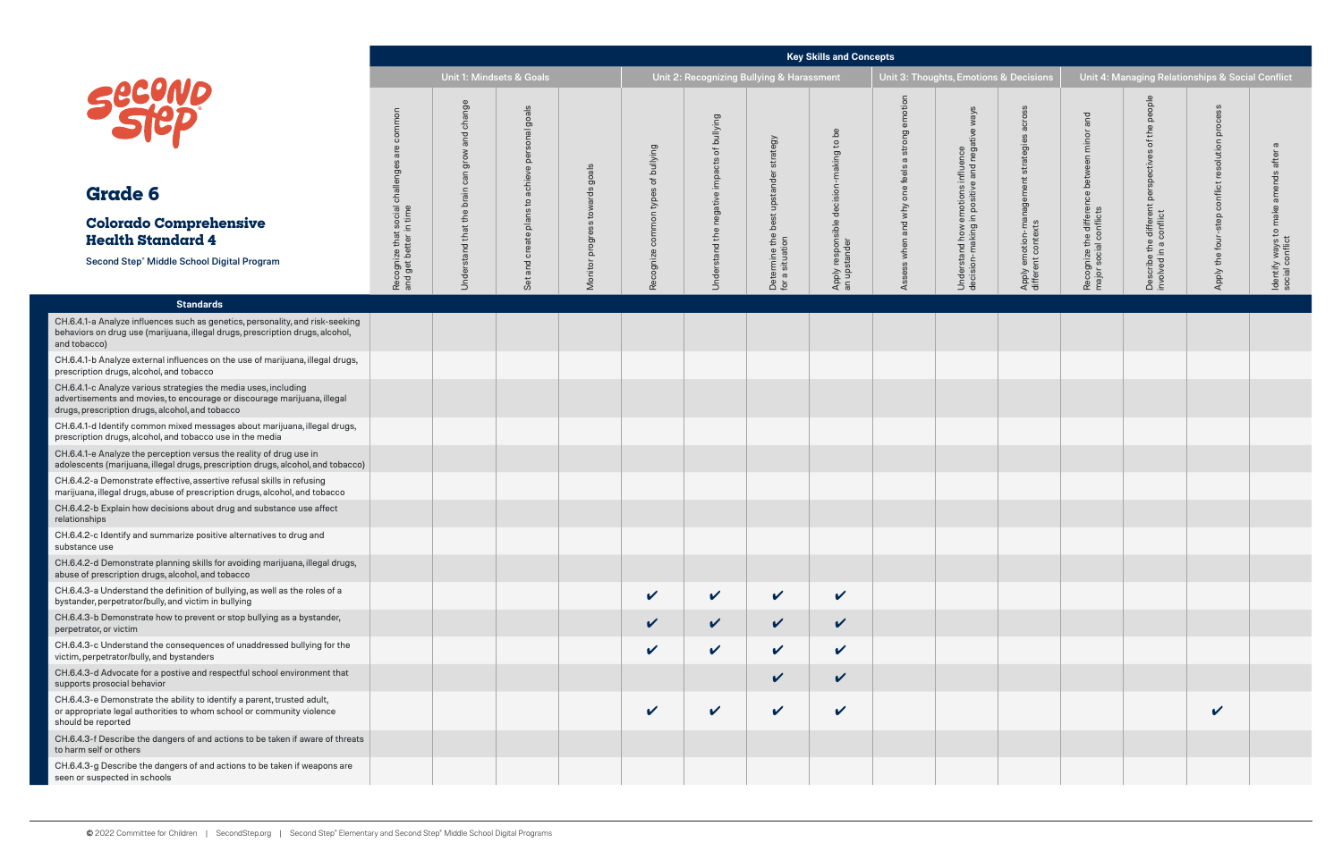# Grade 6

## Colorado Comprehensive Health Standard 4

Second Step® Middle School Digital Program

| Standards | Key Skills and Concepts | | | | | | | | | | | | | | | |
|---|---|---|---|---|---|---|---|---|---|---|---|---|---|---|---|---|
| | Unit 1: Mindsets & Goals | | | | Unit 2: Recognizing Bullying & Harassment | | | | Unit 3: Thoughts, Emotions & Decisions | | | Unit 4: Managing Relationships & Social Conflict | | | | |
| | Recognize that social challenges are common and get better in time | Understand that the brain can grow and change | Set and create plans to achieve personal goals | Monitor progress towards goals | Recognize common types of bullying | Understand the negative impacts of bullying | Determine the best upstander strategy for a situation | Apply responsible decision-making to be an upstander | Assess when and why one feels a strong emotion | Understand how emotions influence decision-making in positive and negative ways | Apply emotion-management strategies across different contexts | Recognize the difference between minor and major social conflicts | Describe the different perspectives of the people involved in a conflict | Apply the four-step conflict resolution process | Identify ways to make amends after a social conflict |
| CH.6.4.1-a Analyze influences such as genetics, personality, and risk-seeking behaviors on drug use (marijuana, illegal drugs, prescription drugs, alcohol, and tobacco) | | | | | | | | | | | | | | | |
| CH.6.4.1-b Analyze external influences on the use of marijuana, illegal drugs, prescription drugs, alcohol, and tobacco | | | | | | | | | | | | | | | |
| CH.6.4.1-c Analyze various strategies the media uses, including advertisements and movies, to encourage or discourage marijuana, illegal drugs, prescription drugs, alcohol, and tobacco | | | | | | | | | | | | | | | |
| CH.6.4.1-d Identify common mixed messages about marijuana, illegal drugs, prescription drugs, alcohol, and tobacco use in the media | | | | | | | | | | | | | | | |
| CH.6.4.1-e Analyze the perception versus the reality of drug use in adolescents (marijuana, illegal drugs, prescription drugs, alcohol, and tobacco) | | | | | | | | | | | | | | | |
| CH.6.4.2-a Demonstrate effective, assertive refusal skills in refusing marijuana, illegal drugs, abuse of prescription drugs, alcohol, and tobacco | | | | | | | | | | | | | | | |
| CH.6.4.2-b Explain how decisions about drug and substance use affect relationships | | | | | | | | | | | | | | | |
| CH.6.4.2-c Identify and summarize positive alternatives to drug and substance use | | | | | | | | | | | | | | | |
| CH.6.4.2-d Demonstrate planning skills for avoiding marijuana, illegal drugs, abuse of prescription drugs, alcohol, and tobacco | | | | | | | | | | | | | | | |
| CH.6.4.3-a Understand the definition of bullying, as well as the roles of a bystander, perpetrator/bully, and victim in bullying | | | | | ✔ | ✔ | ✔ | ✔ | | | | | | | |
| CH.6.4.3-b Demonstrate how to prevent or stop bullying as a bystander, perpetrator, or victim | | | | | ✔ | ✔ | ✔ | ✔ | | | | | | | |
| CH.6.4.3-c Understand the consequences of unaddressed bullying for the victim, perpetrator/bully, and bystanders | | | | | ✔ | ✔ | ✔ | ✔ | | | | | | | |
| CH.6.4.3-d Advocate for a postive and respectful school environment that supports prosocial behavior | | | | | | | ✔ | ✔ | | | | | | | |
| CH.6.4.3-e Demonstrate the ability to identify a parent, trusted adult, or appropriate legal authorities to whom school or community violence should be reported | | | | | ✔ | ✔ | ✔ | ✔ | | | | | | ✔ | |
| CH.6.4.3-f Describe the dangers of and actions to be taken if aware of threats to harm self or others | | | | | | | | | | | | | | | |
| CH.6.4.3-g Describe the dangers of and actions to be taken if weapons are seen or suspected in schools | | | | | | | | | | | | | | | |

© 2022 Committee for Children | SecondStep.org | Second Step® Elementary and Second Step® Middle School Digital Programs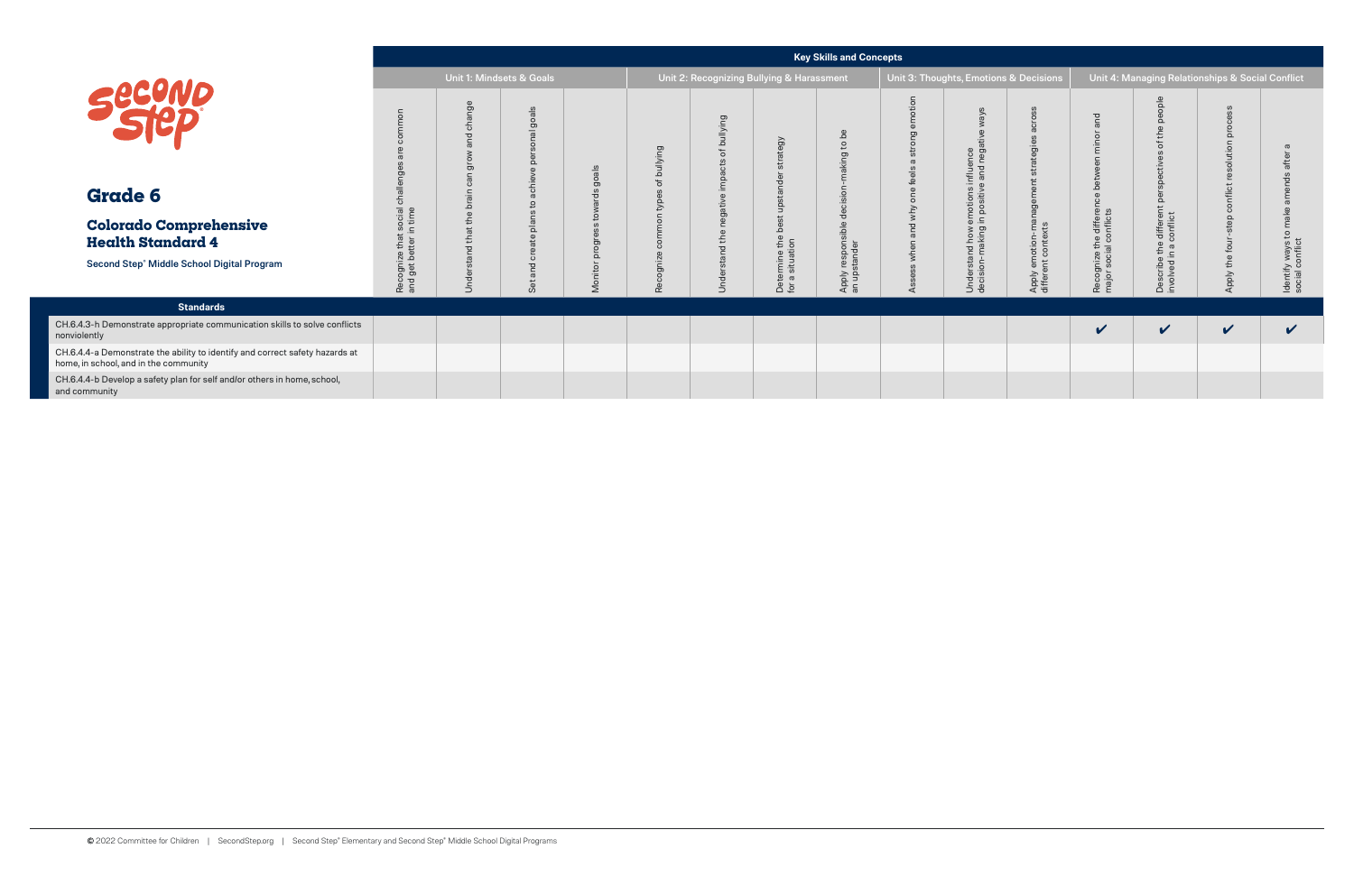# Grade 6

## Colorado Comprehensive Health Standard 4

Second Step® Middle School Digital Program

| Standards | Unit 1: Mindsets & Goals | | | | Unit 2: Recognizing Bullying & Harassment | | | | Unit 3: Thoughts, Emotions & Decisions | | | Unit 4: Managing Relationships & Social Conflict | | | |
|---|---|---|---|---|---|---|---|---|---|---|---|---|---|---|---|
| | Recognize that social challenges are common and get better in time | Understand that the brain can grow and change | Set and create plans to achieve personal goals | Monitor progress towards goals | Recognize common types of bullying | Understand the negative impacts of bullying | Determine the best upstander strategy for a situation | Apply responsible decision-making to be an upstander | Assess when and why one feels a strong emotion | Understand how emotions influence decision-making in positive and negative ways | Apply emotion-management strategies across different contexts | Recognize the difference between minor and major social conflicts | Describe the different perspectives of the people involved in a conflict | Apply the four-step conflict resolution process | Identify ways to make amends after a social conflict |
| CH.6.4.3-h Demonstrate appropriate communication skills to solve conflicts nonviolently | | | | | | | | | | | | ✔ | ✔ | ✔ | ✔ |
| CH.6.4.4-a Demonstrate the ability to identify and correct safety hazards at home, in school, and in the community | | | | | | | | | | | | | | | |
| CH.6.4.4-b Develop a safety plan for self and/or others in home, school, and community | | | | | | | | | | | | | | | |

© 2022 Committee for Children | SecondStep.org | Second Step® Elementary and Second Step® Middle School Digital Programs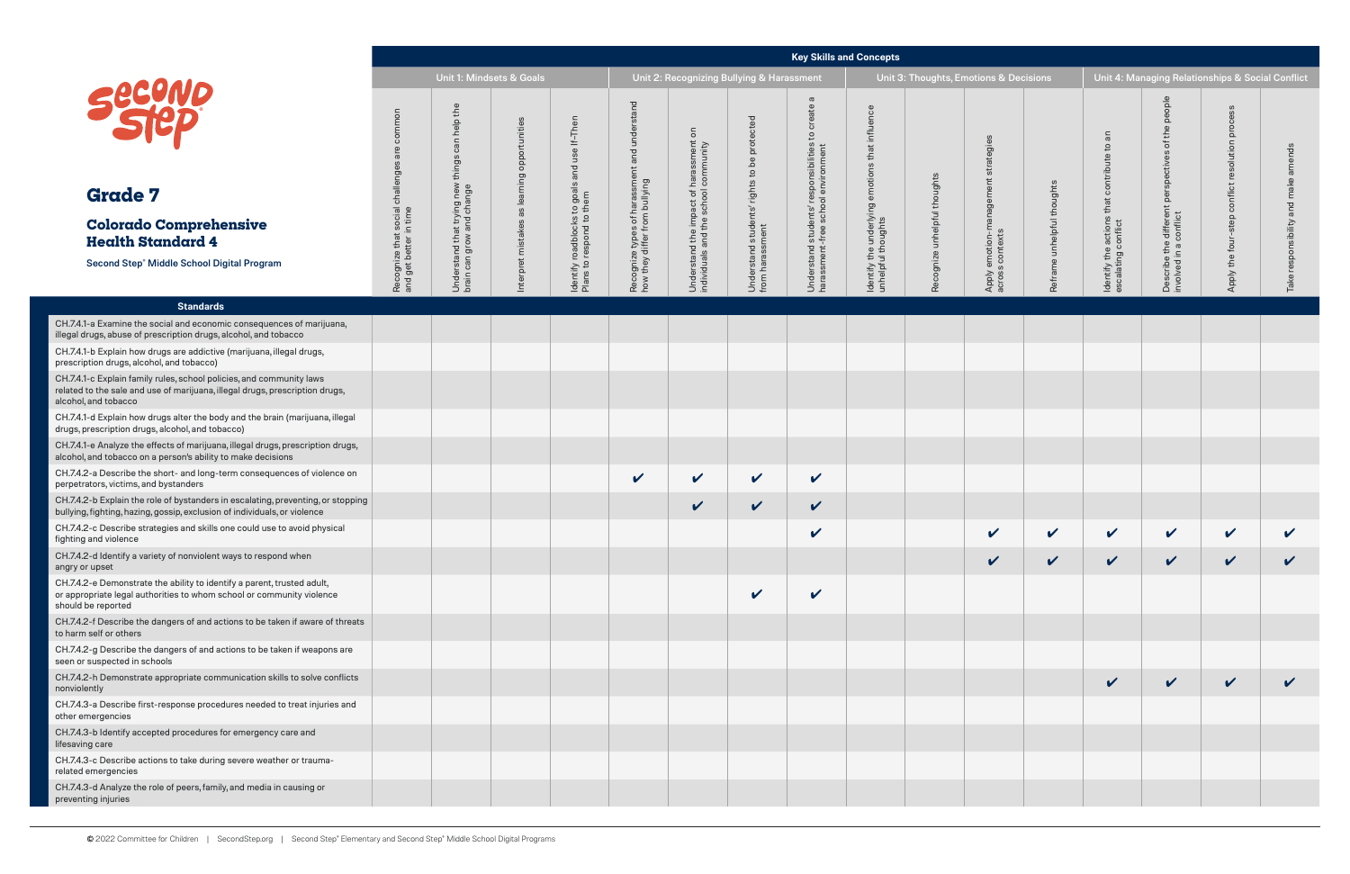# Grade 7

## Colorado Comprehensive Health Standard 4

**Second Step® Middle School Digital Program**

| Standards | Unit 1: Mindsets & Goals | | | | Unit 2: Recognizing Bullying & Harassment | | | | Unit 3: Thoughts, Emotions & Decisions | | | | Unit 4: Managing Relationships & Social Conflict | | | |
|---|---|---|---|---|---|---|---|---|---|---|---|---|---|---|---|---|
| | Recognize that social challenges are common and get better in time | Understand that trying new things can help the brain can grow and change | Interpret mistakes as learning opportunities | Identify roadblocks to goals and use If-Then Plans to respond to them | Recognize types of harassment and understand how they differ from bullying | Understand the impact of harassment on individuals and the school community | Understand students' rights to be protected from harassment | Understand students' responsibilities to create a harassment-free school environment | Identify the underlying emotions that influence unhelpful thoughts | Recognize unhelpful thoughts | Apply emotion-management strategies across contexts | Reframe unhelpful thoughts | Identify the actions that contribute to an escalating conflict | Describe the different perspectives of the people involved in a conflict | Apply the four-step conflict resolution process | Take responsibility and make amends |
| CH.7.4.1-a Examine the social and economic consequences of marijuana, illegal drugs, abuse of prescription drugs, alcohol, and tobacco | | | | | | | | | | | | | | | | |
| CH.7.4.1-b Explain how drugs are addictive (marijuana, illegal drugs, prescription drugs, alcohol, and tobacco) | | | | | | | | | | | | | | | | |
| CH.7.4.1-c Explain family rules, school policies, and community laws related to the sale and use of marijuana, illegal drugs, prescription drugs, alcohol, and tobacco | | | | | | | | | | | | | | | | |
| CH.7.4.1-d Explain how drugs alter the body and the brain (marijuana, illegal drugs, prescription drugs, alcohol, and tobacco) | | | | | | | | | | | | | | | | |
| CH.7.4.1-e Analyze the effects of marijuana, illegal drugs, prescription drugs, alcohol, and tobacco on a person's ability to make decisions | | | | | | | | | | | | | | | | |
| CH.7.4.2-a Describe the short- and long-term consequences of violence on perpetrators, victims, and bystanders | | | | | ✔ | ✔ | ✔ | ✔ | | | | | | | | |
| CH.7.4.2-b Explain the role of bystanders in escalating, preventing, or stopping bullying, fighting, hazing, gossip, exclusion of individuals, or violence | | | | | | ✔ | ✔ | ✔ | | | | | | | | |
| CH.7.4.2-c Describe strategies and skills one could use to avoid physical fighting and violence | | | | | | | | ✔ | | | ✔ | ✔ | ✔ | ✔ | ✔ | ✔ |
| CH.7.4.2-d Identify a variety of nonviolent ways to respond when angry or upset | | | | | | | | | | | ✔ | ✔ | ✔ | ✔ | ✔ | ✔ |
| CH.7.4.2-e Demonstrate the ability to identify a parent, trusted adult, or appropriate legal authorities to whom school or community violence should be reported | | | | | | | ✔ | ✔ | | | | | | | | |
| CH.7.4.2-f Describe the dangers of and actions to be taken if aware of threats to harm self or others | | | | | | | | | | | | | | | | |
| CH.7.4.2-g Describe the dangers of and actions to be taken if weapons are seen or suspected in schools | | | | | | | | | | | | | | | | |
| CH.7.4.2-h Demonstrate appropriate communication skills to solve conflicts nonviolently | | | | | | | | | | | | | ✔ | ✔ | ✔ | ✔ |
| CH.7.4.3-a Describe first-response procedures needed to treat injuries and other emergencies | | | | | | | | | | | | | | | | |
| CH.7.4.3-b Identify accepted procedures for emergency care and lifesaving care | | | | | | | | | | | | | | | | |
| CH.7.4.3-c Describe actions to take during severe weather or trauma-related emergencies | | | | | | | | | | | | | | | | |
| CH.7.4.3-d Analyze the role of peers, family, and media in causing or preventing injuries | | | | | | | | | | | | | | | | |

© 2022 Committee for Children | SecondStep.org | Second Step® Elementary and Second Step® Middle School Digital Programs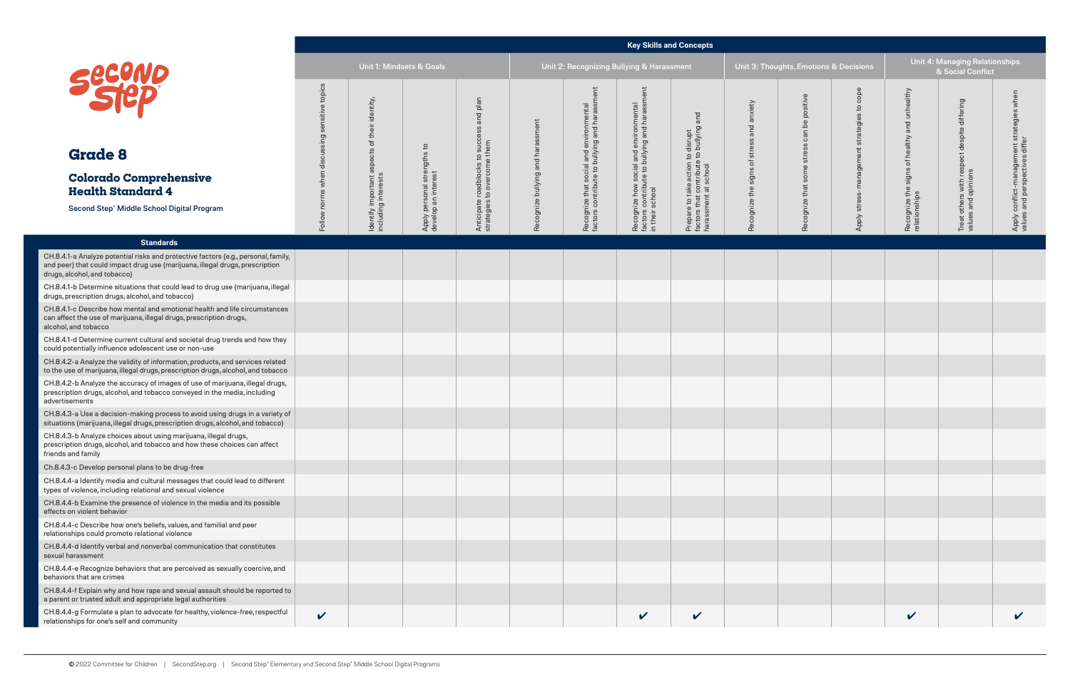# Grade 8

## Colorado Comprehensive Health Standard 4

Second Step® Middle School Digital Program

| | Key Skills and Concepts | | | | | | | | | | | | | |
|---|---|---|---|---|---|---|---|---|---|---|---|---|---|---|
| | Unit 1: Mindsets & Goals | | | | Unit 2: Recognizing Bullying & Harassment | | | | Unit 3: Thoughts, Emotions & Decisions | | | Unit 4: Managing Relationships & Social Conflict | | |
| **Standards** | Follow norms when discussing sensitive topics | Identify important aspects of their identity, including interests | Apply personal strengths to develop an interest | Anticipate roadblocks to success and plan strategies to overcome them | Recognize bullying and harassment | Recognize that social and environmental factors contribute to bullying and harassment | Recognize how social and environmental factors contribute to bullying and harassment in their school | Prepare to take action to disrupt factors that contribute to bullying and harassment at school | Recognize the signs of stress and anxiety | Recognize that some stress can be positive | Apply stress-management strategies to cope | Recognize the signs of healthy and unhealthy relationships | Treat others with respect despite differing values and opinions | Apply conflict-management strategies when values and perspectives differ |
| CH.8.4.1-a Analyze potential risks and protective factors (e.g., personal, family, and peer) that could impact drug use (marijuana, illegal drugs, prescription drugs, alcohol, and tobacco) | | | | | | | | | | | | | | |
| CH.8.4.1-b Determine situations that could lead to drug use (marijuana, illegal drugs, prescription drugs, alcohol, and tobacco) | | | | | | | | | | | | | | |
| CH.8.4.1-c Describe how mental and emotional health and life circumstances can affect the use of marijuana, illegal drugs, prescription drugs, alcohol, and tobacco | | | | | | | | | | | | | | |
| CH.8.4.1-d Determine current cultural and societal drug trends and how they could potentially influence adolescent use or non-use | | | | | | | | | | | | | | |
| CH.8.4.2-a Analyze the validity of information, products, and services related to the use of marijuana, illegal drugs, prescription drugs, alcohol, and tobacco | | | | | | | | | | | | | | |
| CH.8.4.2-b Analyze the accuracy of images of use of marijuana, illegal drugs, prescription drugs, alcohol, and tobacco conveyed in the media, including advertisements | | | | | | | | | | | | | | |
| CH.8.4.3-a Use a decision-making process to avoid using drugs in a variety of situations (marijuana, illegal drugs, prescription drugs, alcohol, and tobacco) | | | | | | | | | | | | | | |
| CH.8.4.3-b Analyze choices about using marijuana, illegal drugs, prescription drugs, alcohol, and tobacco and how these choices can affect friends and family | | | | | | | | | | | | | | |
| Ch.8.4.3-c Develop personal plans to be drug-free | | | | | | | | | | | | | | |
| CH.8.4.4-a Identify media and cultural messages that could lead to different types of violence, including relational and sexual violence | | | | | | | | | | | | | | |
| CH.8.4.4-b Examine the presence of violence in the media and its possible effects on violent behavior | | | | | | | | | | | | | | |
| CH.8.4.4-c Describe how one's beliefs, values, and familial and peer relationships could promote relational violence | | | | | | | | | | | | | | |
| CH.8.4.4-d Identify verbal and nonverbal communication that constitutes sexual harassment | | | | | | | | | | | | | | |
| CH.8.4.4-e Recognize behaviors that are perceived as sexually coercive, and behaviors that are crimes | | | | | | | | | | | | | | |
| CH.8.4.4-f Explain why and how rape and sexual assault should be reported to a parent or trusted adult and appropriate legal authorities | | | | | | | | | | | | | | |
| CH.8.4.4-g Formulate a plan to advocate for healthy, violence-free, respectful relationships for one's self and community | ✔ | | | | | | ✔ | ✔ | | | | ✔ | | ✔ |

© 2022 Committee for Children | SecondStep.org | Second Step® Elementary and Second Step® Middle School Digital Programs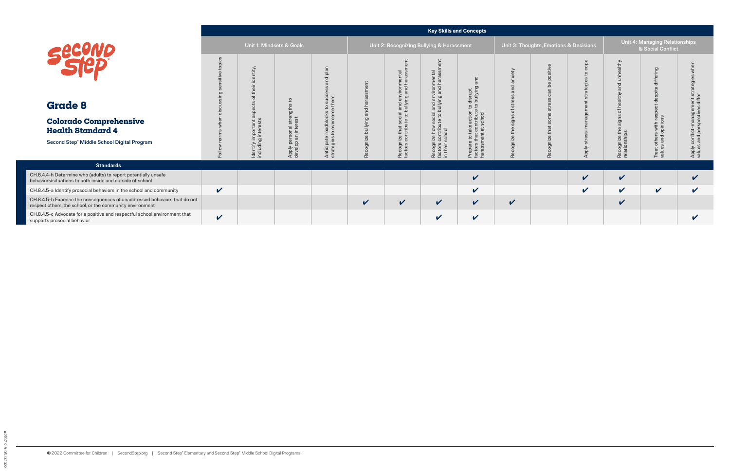# Grade 8

## Colorado Comprehensive Health Standard 4

**Second Step® Middle School Digital Program**

| Standards | Unit 1: Mindsets & Goals | | | | Unit 2: Recognizing Bullying & Harassment | | | | Unit 3: Thoughts, Emotions & Decisions | | | Unit 4: Managing Relationships & Social Conflict | | |
|---|---|---|---|---|---|---|---|---|---|---|---|---|---|---|
| | Follow norms when discussing sensitive topics | Identify important aspects of their identity, including interests | Apply personal strengths to develop an interest | Anticipate roadblocks to success and plan strategies to overcome them | Recognize bullying and harassment | Recognize that social and environmental factors contribute to bullying and harassment | Recognize how social and environmental factors contribute to bullying and harassment in their school | Prepare to take action to disrupt factors that contribute to bullying and harassment at school | Recognize the signs of stress and anxiety | Recognize that some stress can be positive | Apply stress-management strategies to cope | Recognize the signs of healthy and unhealthy relationships | Treat others with respect despite differing values and opinions | Apply conflict-management strategies when values and perspectives differ |
| CH.8.4.4-h Determine who (adults) to report potentially unsafe behaviors/situations to both inside and outside of school | | | | | | | | ✔ | | | ✔ | ✔ | | ✔ |
| CH.8.4.5-a Identify prosocial behaviors in the school and community | ✔ | | | | | | | ✔ | | | ✔ | ✔ | ✔ | ✔ |
| CH.8.4.5-b Examine the consequences of unaddressed behaviors that do not respect others, the school, or the community environment | | | | | ✔ | ✔ | ✔ | ✔ | ✔ | | | ✔ | | |
| CH.8.4.5-c Advocate for a positive and respectful school environment that supports prosocial behavior | ✔ | | | | | | ✔ | ✔ | | | | | | ✔ |

© 2022 Committee for Children | SecondStep.org | Second Step® Elementary and Second Step® Middle School Digital Programs